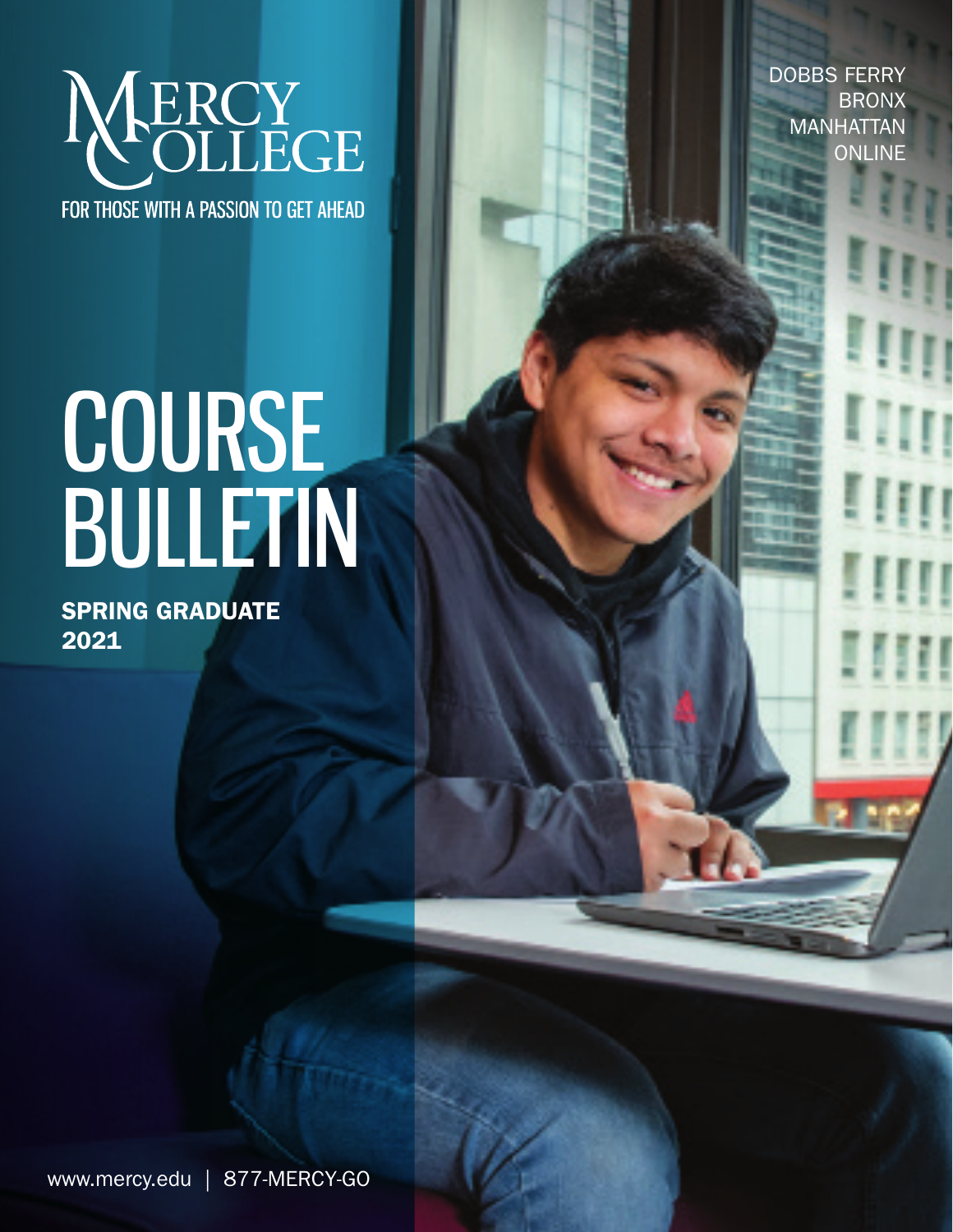# MERCY COLLEGE

FOR THOSE WITH A PASSION TO GET AHEAD

DOBBS FERRY
BRONX
MANHATTAN
ONLINE

# COURSE BULLETIN

**SPRING GRADUATE 2021**

www.mercy.edu | 877-MERCY-GO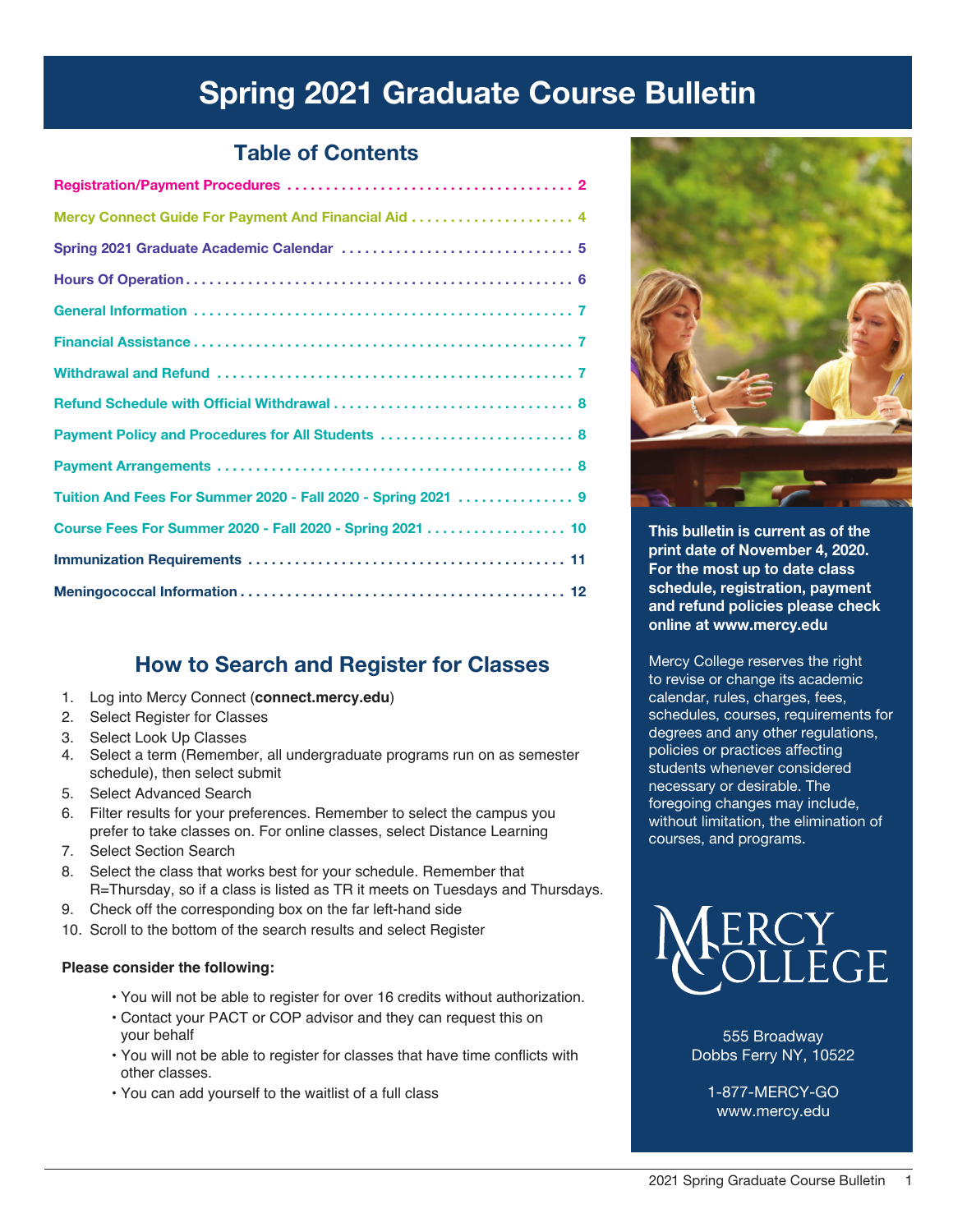# Spring 2021 Graduate Course Bulletin

## Table of Contents

| Section | Page |
|---|---|
| Registration/Payment Procedures | 2 |
| Mercy Connect Guide For Payment And Financial Aid | 4 |
| Spring 2021 Graduate Academic Calendar | 5 |
| Hours Of Operation | 6 |
| General Information | 7 |
| Financial Assistance | 7 |
| Withdrawal and Refund | 7 |
| Refund Schedule with Official Withdrawal | 8 |
| Payment Policy and Procedures for All Students | 8 |
| Payment Arrangements | 8 |
| Tuition And Fees For Summer 2020 - Fall 2020 - Spring 2021 | 9 |
| Course Fees For Summer 2020 - Fall 2020 - Spring 2021 | 10 |
| Immunization Requirements | 11 |
| Meningococcal Information | 12 |

## How to Search and Register for Classes

1. Log into Mercy Connect (**connect.mercy.edu**)
2. Select Register for Classes
3. Select Look Up Classes
4. Select a term (Remember, all undergraduate programs run on as semester schedule), then select submit
5. Select Advanced Search
6. Filter results for your preferences. Remember to select the campus you prefer to take classes on. For online classes, select Distance Learning
7. Select Section Search
8. Select the class that works best for your schedule. Remember that R=Thursday, so if a class is listed as TR it meets on Tuesdays and Thursdays.
9. Check off the corresponding box on the far left-hand side
10. Scroll to the bottom of the search results and select Register

**Please consider the following:**

- You will not be able to register for over 16 credits without authorization.
- Contact your PACT or COP advisor and they can request this on your behalf
- You will not be able to register for classes that have time conflicts with other classes.
- You can add yourself to the waitlist of a full class

**This bulletin is current as of the print date of November 4, 2020. For the most up to date class schedule, registration, payment and refund policies please check online at www.mercy.edu**

Mercy College reserves the right to revise or change its academic calendar, rules, charges, fees, schedules, courses, requirements for degrees and any other regulations, policies or practices affecting students whenever considered necessary or desirable. The foregoing changes may include, without limitation, the elimination of courses, and programs.

MERCY COLLEGE

555 Broadway
Dobbs Ferry NY, 10522

1-877-MERCY-GO
www.mercy.edu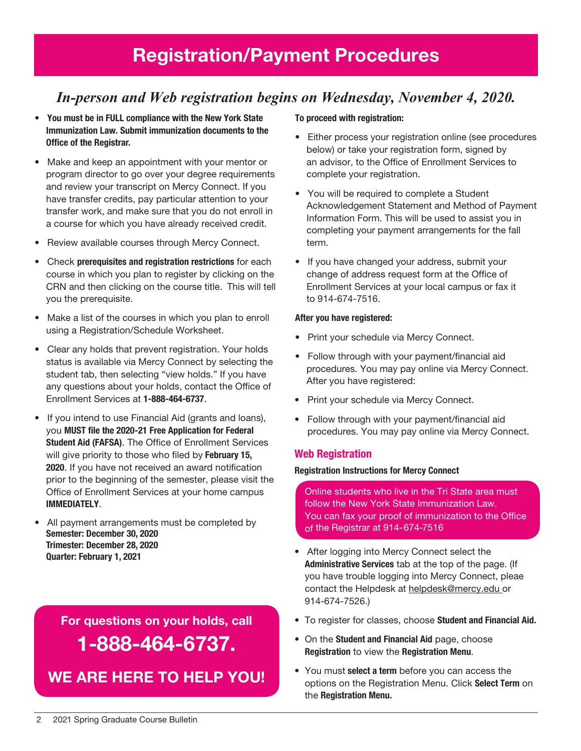# Registration/Payment Procedures

## *In-person and Web registration begins on Wednesday, November 4, 2020.*

- **You must be in FULL compliance with the New York State Immunization Law. Submit immunization documents to the Office of the Registrar.**
- Make and keep an appointment with your mentor or program director to go over your degree requirements and review your transcript on Mercy Connect. If you have transfer credits, pay particular attention to your transfer work, and make sure that you do not enroll in a course for which you have already received credit.
- Review available courses through Mercy Connect.
- Check **prerequisites and registration restrictions** for each course in which you plan to register by clicking on the CRN and then clicking on the course title. This will tell you the prerequisite.
- Make a list of the courses in which you plan to enroll using a Registration/Schedule Worksheet.
- Clear any holds that prevent registration. Your holds status is available via Mercy Connect by selecting the student tab, then selecting "view holds." If you have any questions about your holds, contact the Office of Enrollment Services at **1-888-464-6737**.
- If you intend to use Financial Aid (grants and loans), you **MUST file the 2020-21 Free Application for Federal Student Aid (FAFSA)**. The Office of Enrollment Services will give priority to those who filed by **February 15, 2020**. If you have not received an award notification prior to the beginning of the semester, please visit the Office of Enrollment Services at your home campus **IMMEDIATELY**.
- All payment arrangements must be completed by
  **Semester: December 30, 2020**
  **Trimester: December 28, 2020**
  **Quarter: February 1, 2021**

**For questions on your holds, call**

**1-888-464-6737.**

**WE ARE HERE TO HELP YOU!**

**To proceed with registration:**

- Either process your registration online (see procedures below) or take your registration form, signed by an advisor, to the Office of Enrollment Services to complete your registration.
- You will be required to complete a Student Acknowledgement Statement and Method of Payment Information Form. This will be used to assist you in completing your payment arrangements for the fall term.
- If you have changed your address, submit your change of address request form at the Office of Enrollment Services at your local campus or fax it to 914-674-7516.

**After you have registered:**

- Print your schedule via Mercy Connect.
- Follow through with your payment/financial aid procedures. You may pay online via Mercy Connect. After you have registered:
- Print your schedule via Mercy Connect.
- Follow through with your payment/financial aid procedures. You may pay online via Mercy Connect.

### Web Registration

**Registration Instructions for Mercy Connect**

Online students who live in the Tri State area must follow the New York State Immunization Law. You can fax your proof of immunization to the Office of the Registrar at 914-674-7516

- After logging into Mercy Connect select the **Administrative Services** tab at the top of the page. (If you have trouble logging into Mercy Connect, pleae contact the Helpdesk at helpdesk@mercy.edu or 914-674-7526.)
- To register for classes, choose **Student and Financial Aid.**
- On the **Student and Financial Aid** page, choose **Registration** to view the **Registration Menu**.
- You must **select a term** before you can access the options on the Registration Menu. Click **Select Term** on the **Registration Menu.**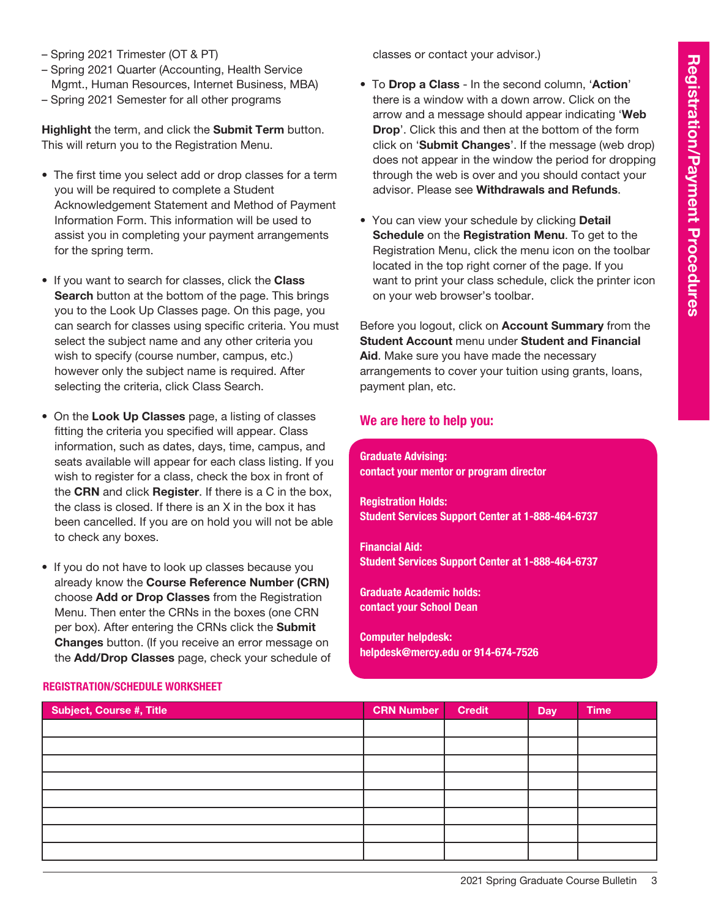– Spring 2021 Trimester (OT & PT)
– Spring 2021 Quarter (Accounting, Health Service Mgmt., Human Resources, Internet Business, MBA)
– Spring 2021 Semester for all other programs

**Highlight** the term, and click the **Submit Term** button. This will return you to the Registration Menu.

- The first time you select add or drop classes for a term you will be required to complete a Student Acknowledgement Statement and Method of Payment Information Form. This information will be used to assist you in completing your payment arrangements for the spring term.
- If you want to search for classes, click the **Class Search** button at the bottom of the page. This brings you to the Look Up Classes page. On this page, you can search for classes using specific criteria. You must select the subject name and any other criteria you wish to specify (course number, campus, etc.) however only the subject name is required. After selecting the criteria, click Class Search.
- On the **Look Up Classes** page, a listing of classes fitting the criteria you specified will appear. Class information, such as dates, days, time, campus, and seats available will appear for each class listing. If you wish to register for a class, check the box in front of the **CRN** and click **Register**. If there is a C in the box, the class is closed. If there is an X in the box it has been cancelled. If you are on hold you will not be able to check any boxes.
- If you do not have to look up classes because you already know the **Course Reference Number (CRN)** choose **Add or Drop Classes** from the Registration Menu. Then enter the CRNs in the boxes (one CRN per box). After entering the CRNs click the **Submit Changes** button. (If you receive an error message on the **Add/Drop Classes** page, check your schedule of classes or contact your advisor.)
- To **Drop a Class** - In the second column, '**Action**' there is a window with a down arrow. Click on the arrow and a message should appear indicating '**Web Drop**'. Click this and then at the bottom of the form click on '**Submit Changes**'. If the message (web drop) does not appear in the window the period for dropping through the web is over and you should contact your advisor. Please see **Withdrawals and Refunds**.
- You can view your schedule by clicking **Detail Schedule** on the **Registration Menu**. To get to the Registration Menu, click the menu icon on the toolbar located in the top right corner of the page. If you want to print your class schedule, click the printer icon on your web browser's toolbar.

Before you logout, click on **Account Summary** from the **Student Account** menu under **Student and Financial Aid**. Make sure you have made the necessary arrangements to cover your tuition using grants, loans, payment plan, etc.

## We are here to help you:

**Graduate Advising:**
**contact your mentor or program director**

**Registration Holds:**
**Student Services Support Center at 1-888-464-6737**

**Financial Aid:**
**Student Services Support Center at 1-888-464-6737**

**Graduate Academic holds:**
**contact your School Dean**

**Computer helpdesk:**
**helpdesk@mercy.edu or 914-674-7526**

## REGISTRATION/SCHEDULE WORKSHEET

| Subject, Course #, Title | CRN Number | Credit | Day | Time |
|---|---|---|---|---|
| | | | | |
| | | | | |
| | | | | |
| | | | | |
| | | | | |
| | | | | |
| | | | | |
| | | | | |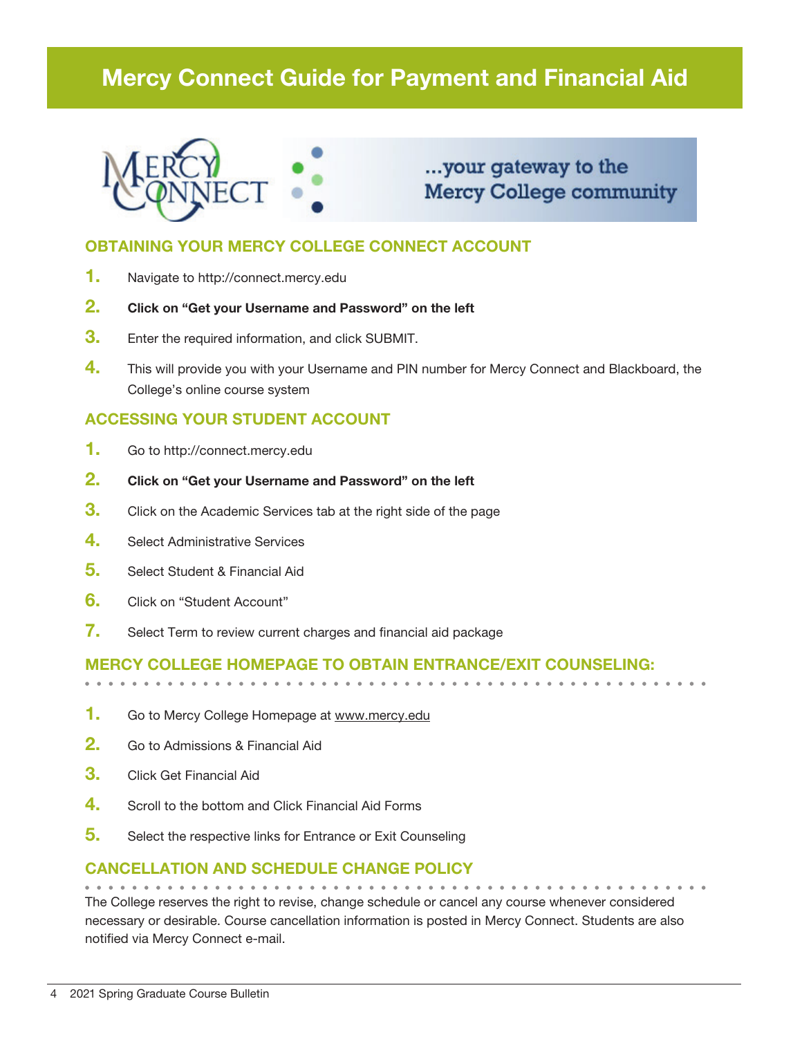# Mercy Connect Guide for Payment and Financial Aid

...your gateway to the Mercy College community

## OBTAINING YOUR MERCY COLLEGE CONNECT ACCOUNT

1. Navigate to http://connect.mercy.edu
2. **Click on "Get your Username and Password" on the left**
3. Enter the required information, and click SUBMIT.
4. This will provide you with your Username and PIN number for Mercy Connect and Blackboard, the College's online course system

## ACCESSING YOUR STUDENT ACCOUNT

1. Go to http://connect.mercy.edu
2. **Click on "Get your Username and Password" on the left**
3. Click on the Academic Services tab at the right side of the page
4. Select Administrative Services
5. Select Student & Financial Aid
6. Click on "Student Account"
7. Select Term to review current charges and financial aid package

## MERCY COLLEGE HOMEPAGE TO OBTAIN ENTRANCE/EXIT COUNSELING:

1. Go to Mercy College Homepage at www.mercy.edu
2. Go to Admissions & Financial Aid
3. Click Get Financial Aid
4. Scroll to the bottom and Click Financial Aid Forms
5. Select the respective links for Entrance or Exit Counseling

## CANCELLATION AND SCHEDULE CHANGE POLICY

The College reserves the right to revise, change schedule or cancel any course whenever considered necessary or desirable. Course cancellation information is posted in Mercy Connect. Students are also notified via Mercy Connect e-mail.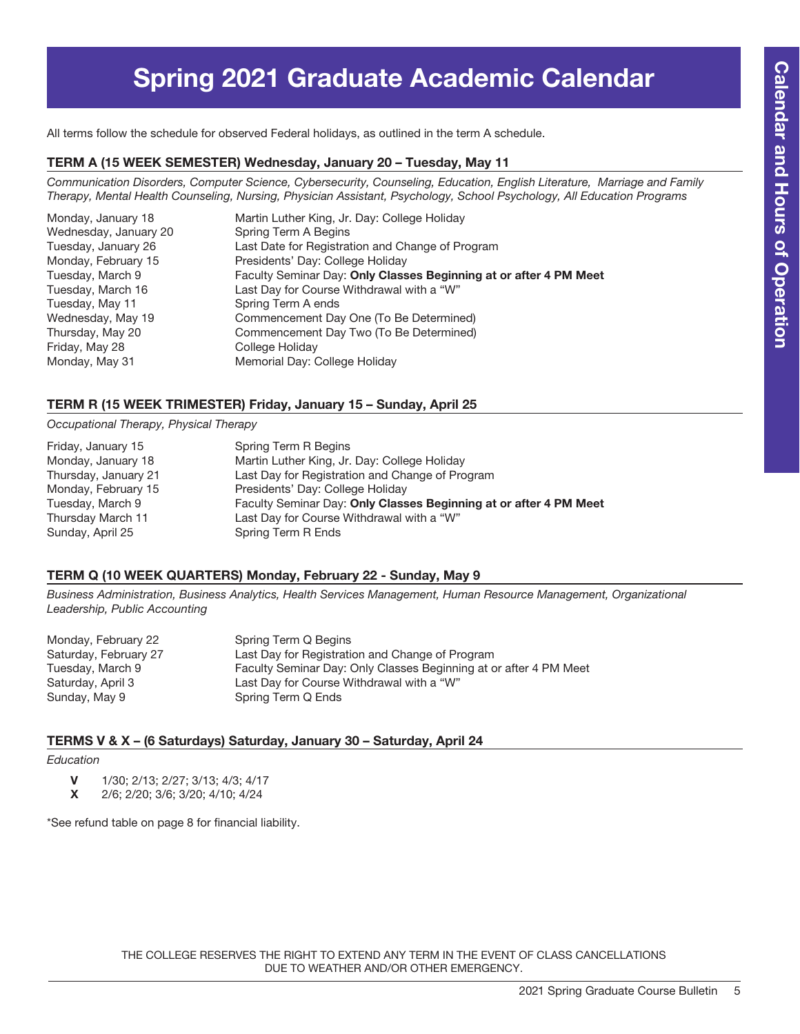# Spring 2021 Graduate Academic Calendar

All terms follow the schedule for observed Federal holidays, as outlined in the term A schedule.

## TERM A (15 WEEK SEMESTER) Wednesday, January 20 – Tuesday, May 11

*Communication Disorders, Computer Science, Cybersecurity, Counseling, Education, English Literature, Marriage and Family Therapy, Mental Health Counseling, Nursing, Physician Assistant, Psychology, School Psychology, All Education Programs*

| | |
|---|---|
| Monday, January 18 | Martin Luther King, Jr. Day: College Holiday |
| Wednesday, January 20 | Spring Term A Begins |
| Tuesday, January 26 | Last Date for Registration and Change of Program |
| Monday, February 15 | Presidents' Day: College Holiday |
| Tuesday, March 9 | Faculty Seminar Day: **Only Classes Beginning at or after 4 PM Meet** |
| Tuesday, March 16 | Last Day for Course Withdrawal with a "W" |
| Tuesday, May 11 | Spring Term A ends |
| Wednesday, May 19 | Commencement Day One (To Be Determined) |
| Thursday, May 20 | Commencement Day Two (To Be Determined) |
| Friday, May 28 | College Holiday |
| Monday, May 31 | Memorial Day: College Holiday |

## TERM R (15 WEEK TRIMESTER) Friday, January 15 – Sunday, April 25

*Occupational Therapy, Physical Therapy*

| | |
|---|---|
| Friday, January 15 | Spring Term R Begins |
| Monday, January 18 | Martin Luther King, Jr. Day: College Holiday |
| Thursday, January 21 | Last Day for Registration and Change of Program |
| Monday, February 15 | Presidents' Day: College Holiday |
| Tuesday, March 9 | Faculty Seminar Day: **Only Classes Beginning at or after 4 PM Meet** |
| Thursday March 11 | Last Day for Course Withdrawal with a "W" |
| Sunday, April 25 | Spring Term R Ends |

## TERM Q (10 WEEK QUARTERS) Monday, February 22 - Sunday, May 9

*Business Administration, Business Analytics, Health Services Management, Human Resource Management, Organizational Leadership, Public Accounting*

| | |
|---|---|
| Monday, February 22 | Spring Term Q Begins |
| Saturday, February 27 | Last Day for Registration and Change of Program |
| Tuesday, March 9 | Faculty Seminar Day: Only Classes Beginning at or after 4 PM Meet |
| Saturday, April 3 | Last Day for Course Withdrawal with a "W" |
| Sunday, May 9 | Spring Term Q Ends |

## TERMS V & X – (6 Saturdays) Saturday, January 30 – Saturday, April 24

*Education*

**V** 1/30; 2/13; 2/27; 3/13; 4/3; 4/17
**X** 2/6; 2/20; 3/6; 3/20; 4/10; 4/24

*See refund table on page 8 for financial liability.

THE COLLEGE RESERVES THE RIGHT TO EXTEND ANY TERM IN THE EVENT OF CLASS CANCELLATIONS DUE TO WEATHER AND/OR OTHER EMERGENCY.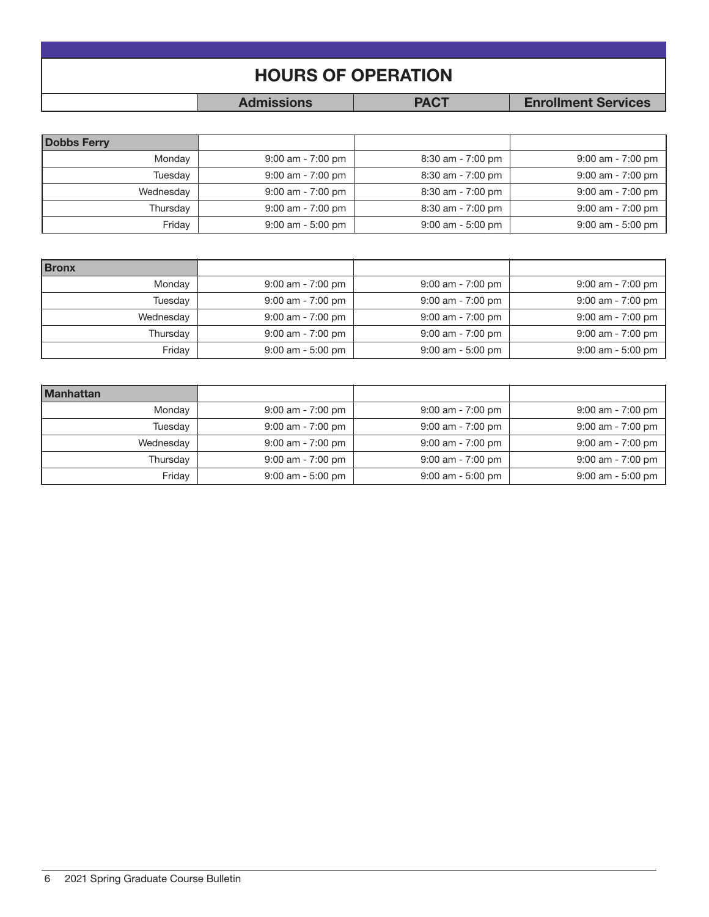# HOURS OF OPERATION

| | Admissions | PACT | Enrollment Services |
|---|---|---|---|
| **Dobbs Ferry** | | | |
| Monday | 9:00 am - 7:00 pm | 8:30 am - 7:00 pm | 9:00 am - 7:00 pm |
| Tuesday | 9:00 am - 7:00 pm | 8:30 am - 7:00 pm | 9:00 am - 7:00 pm |
| Wednesday | 9:00 am - 7:00 pm | 8:30 am - 7:00 pm | 9:00 am - 7:00 pm |
| Thursday | 9:00 am - 7:00 pm | 8:30 am - 7:00 pm | 9:00 am - 7:00 pm |
| Friday | 9:00 am - 5:00 pm | 9:00 am - 5:00 pm | 9:00 am - 5:00 pm |
| **Bronx** | | | |
| Monday | 9:00 am - 7:00 pm | 9:00 am - 7:00 pm | 9:00 am - 7:00 pm |
| Tuesday | 9:00 am - 7:00 pm | 9:00 am - 7:00 pm | 9:00 am - 7:00 pm |
| Wednesday | 9:00 am - 7:00 pm | 9:00 am - 7:00 pm | 9:00 am - 7:00 pm |
| Thursday | 9:00 am - 7:00 pm | 9:00 am - 7:00 pm | 9:00 am - 7:00 pm |
| Friday | 9:00 am - 5:00 pm | 9:00 am - 5:00 pm | 9:00 am - 5:00 pm |
| **Manhattan** | | | |
| Monday | 9:00 am - 7:00 pm | 9:00 am - 7:00 pm | 9:00 am - 7:00 pm |
| Tuesday | 9:00 am - 7:00 pm | 9:00 am - 7:00 pm | 9:00 am - 7:00 pm |
| Wednesday | 9:00 am - 7:00 pm | 9:00 am - 7:00 pm | 9:00 am - 7:00 pm |
| Thursday | 9:00 am - 7:00 pm | 9:00 am - 7:00 pm | 9:00 am - 7:00 pm |
| Friday | 9:00 am - 5:00 pm | 9:00 am - 5:00 pm | 9:00 am - 5:00 pm |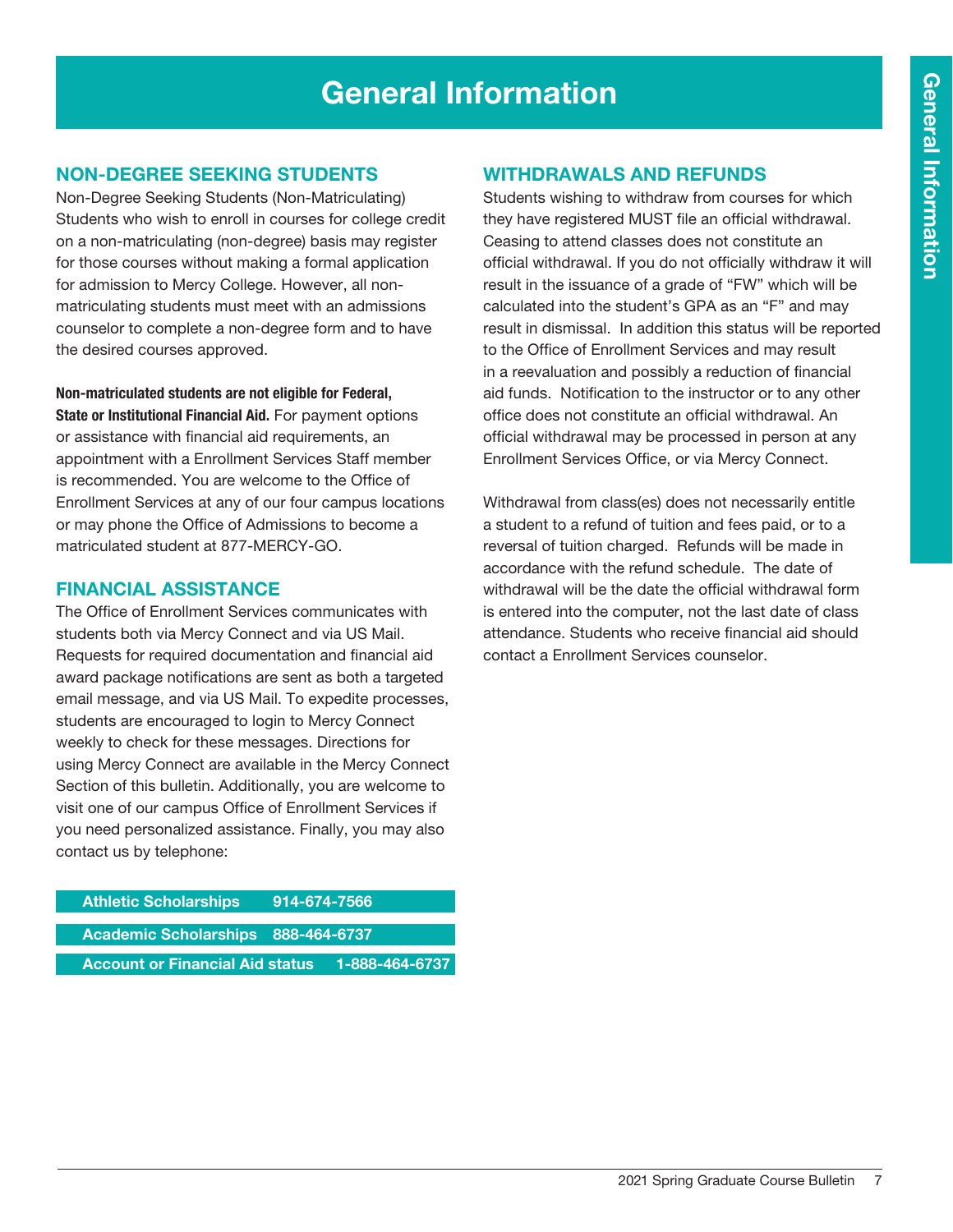# General Information

## NON-DEGREE SEEKING STUDENTS

Non-Degree Seeking Students (Non-Matriculating) Students who wish to enroll in courses for college credit on a non-matriculating (non-degree) basis may register for those courses without making a formal application for admission to Mercy College. However, all non-matriculating students must meet with an admissions counselor to complete a non-degree form and to have the desired courses approved.

**Non-matriculated students are not eligible for Federal, State or Institutional Financial Aid.** For payment options or assistance with financial aid requirements, an appointment with a Enrollment Services Staff member is recommended. You are welcome to the Office of Enrollment Services at any of our four campus locations or may phone the Office of Admissions to become a matriculated student at 877-MERCY-GO.

## FINANCIAL ASSISTANCE

The Office of Enrollment Services communicates with students both via Mercy Connect and via US Mail. Requests for required documentation and financial aid award package notifications are sent as both a targeted email message, and via US Mail. To expedite processes, students are encouraged to login to Mercy Connect weekly to check for these messages. Directions for using Mercy Connect are available in the Mercy Connect Section of this bulletin. Additionally, you are welcome to visit one of our campus Office of Enrollment Services if you need personalized assistance. Finally, you may also contact us by telephone:

| | |
|---|---|
| **Athletic Scholarships** | **914-674-7566** |
| **Academic Scholarships** | **888-464-6737** |
| **Account or Financial Aid status** | **1-888-464-6737** |

## WITHDRAWALS AND REFUNDS

Students wishing to withdraw from courses for which they have registered MUST file an official withdrawal. Ceasing to attend classes does not constitute an official withdrawal. If you do not officially withdraw it will result in the issuance of a grade of "FW" which will be calculated into the student's GPA as an "F" and may result in dismissal. In addition this status will be reported to the Office of Enrollment Services and may result in a reevaluation and possibly a reduction of financial aid funds. Notification to the instructor or to any other office does not constitute an official withdrawal. An official withdrawal may be processed in person at any Enrollment Services Office, or via Mercy Connect.

Withdrawal from class(es) does not necessarily entitle a student to a refund of tuition and fees paid, or to a reversal of tuition charged. Refunds will be made in accordance with the refund schedule. The date of withdrawal will be the date the official withdrawal form is entered into the computer, not the last date of class attendance. Students who receive financial aid should contact a Enrollment Services counselor.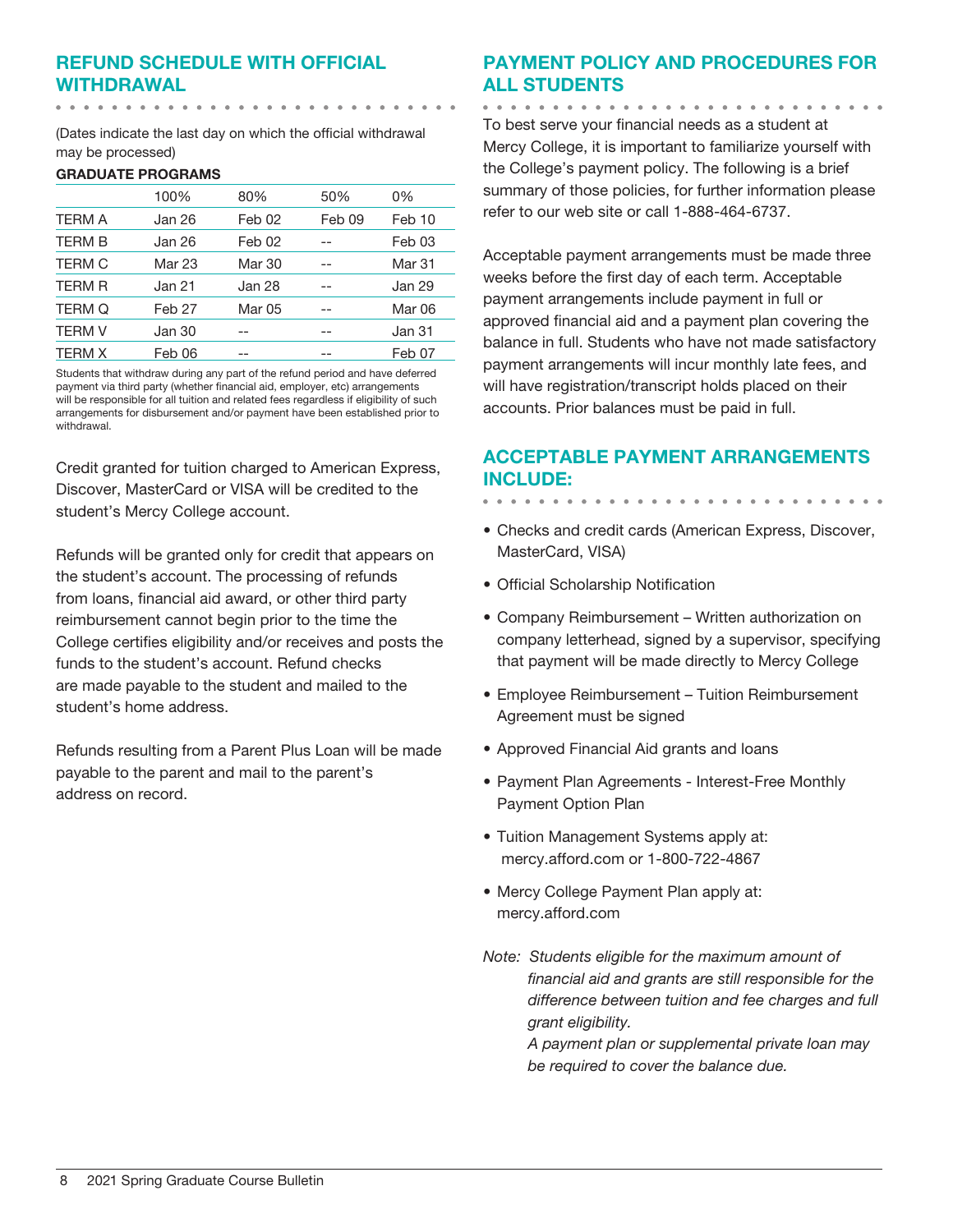## REFUND SCHEDULE WITH OFFICIAL WITHDRAWAL

(Dates indicate the last day on which the official withdrawal may be processed)

**GRADUATE PROGRAMS**

| | 100% | 80% | 50% | 0% |
|---|---|---|---|---|
| TERM A | Jan 26 | Feb 02 | Feb 09 | Feb 10 |
| TERM B | Jan 26 | Feb 02 | -- | Feb 03 |
| TERM C | Mar 23 | Mar 30 | -- | Mar 31 |
| TERM R | Jan 21 | Jan 28 | -- | Jan 29 |
| TERM Q | Feb 27 | Mar 05 | -- | Mar 06 |
| TERM V | Jan 30 | -- | -- | Jan 31 |
| TERM X | Feb 06 | -- | -- | Feb 07 |

Students that withdraw during any part of the refund period and have deferred payment via third party (whether financial aid, employer, etc) arrangements will be responsible for all tuition and related fees regardless if eligibility of such arrangements for disbursement and/or payment have been established prior to withdrawal.

Credit granted for tuition charged to American Express, Discover, MasterCard or VISA will be credited to the student's Mercy College account.

Refunds will be granted only for credit that appears on the student's account. The processing of refunds from loans, financial aid award, or other third party reimbursement cannot begin prior to the time the College certifies eligibility and/or receives and posts the funds to the student's account. Refund checks are made payable to the student and mailed to the student's home address.

Refunds resulting from a Parent Plus Loan will be made payable to the parent and mail to the parent's address on record.

## PAYMENT POLICY AND PROCEDURES FOR ALL STUDENTS

To best serve your financial needs as a student at Mercy College, it is important to familiarize yourself with the College's payment policy. The following is a brief summary of those policies, for further information please refer to our web site or call 1-888-464-6737.

Acceptable payment arrangements must be made three weeks before the first day of each term. Acceptable payment arrangements include payment in full or approved financial aid and a payment plan covering the balance in full. Students who have not made satisfactory payment arrangements will incur monthly late fees, and will have registration/transcript holds placed on their accounts. Prior balances must be paid in full.

## ACCEPTABLE PAYMENT ARRANGEMENTS INCLUDE:

- Checks and credit cards (American Express, Discover, MasterCard, VISA)
- Official Scholarship Notification
- Company Reimbursement – Written authorization on company letterhead, signed by a supervisor, specifying that payment will be made directly to Mercy College
- Employee Reimbursement – Tuition Reimbursement Agreement must be signed
- Approved Financial Aid grants and loans
- Payment Plan Agreements - Interest-Free Monthly Payment Option Plan
- Tuition Management Systems apply at: mercy.afford.com or 1-800-722-4867
- Mercy College Payment Plan apply at: mercy.afford.com

*Note: Students eligible for the maximum amount of financial aid and grants are still responsible for the difference between tuition and fee charges and full grant eligibility.*

*A payment plan or supplemental private loan may be required to cover the balance due.*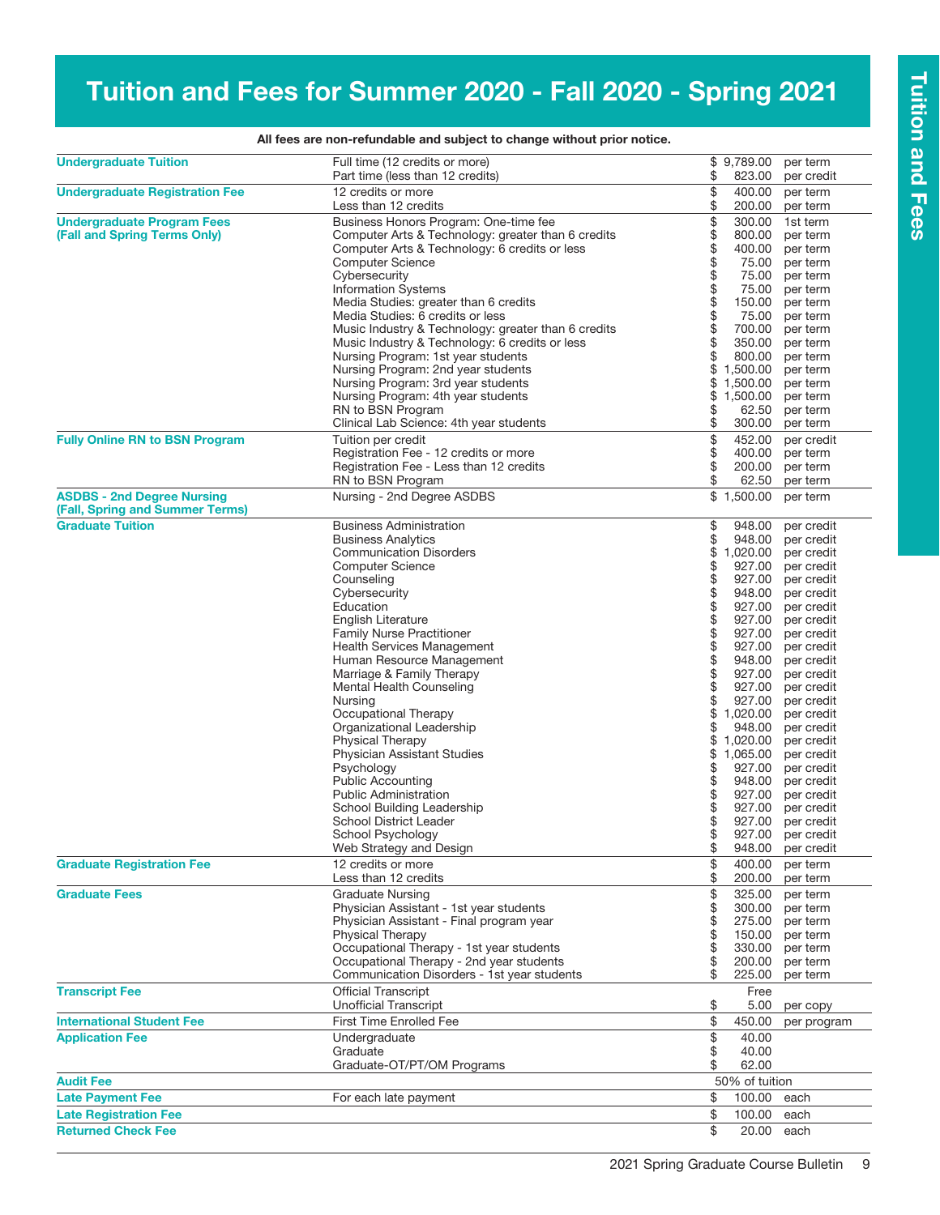# Tuition and Fees for Summer 2020 - Fall 2020 - Spring 2021

**All fees are non-refundable and subject to change without prior notice.**

| Category | Item | Amount | Unit |
|---|---|---|---|
| **Undergraduate Tuition** | Full time (12 credits or more) | $ 9,789.00 | per term |
| | Part time (less than 12 credits) | $ 823.00 | per credit |
| **Undergraduate Registration Fee** | 12 credits or more | $ 400.00 | per term |
| | Less than 12 credits | $ 200.00 | per term |
| **Undergraduate Program Fees (Fall and Spring Terms Only)** | Business Honors Program: One-time fee | $ 300.00 | 1st term |
| | Computer Arts & Technology: greater than 6 credits | $ 800.00 | per term |
| | Computer Arts & Technology: 6 credits or less | $ 400.00 | per term |
| | Computer Science | $ 75.00 | per term |
| | Cybersecurity | $ 75.00 | per term |
| | Information Systems | $ 75.00 | per term |
| | Media Studies: greater than 6 credits | $ 150.00 | per term |
| | Media Studies: 6 credits or less | $ 75.00 | per term |
| | Music Industry & Technology: greater than 6 credits | $ 700.00 | per term |
| | Music Industry & Technology: 6 credits or less | $ 350.00 | per term |
| | Nursing Program: 1st year students | $ 800.00 | per term |
| | Nursing Program: 2nd year students | $ 1,500.00 | per term |
| | Nursing Program: 3rd year students | $ 1,500.00 | per term |
| | Nursing Program: 4th year students | $ 1,500.00 | per term |
| | RN to BSN Program | $ 62.50 | per term |
| | Clinical Lab Science: 4th year students | $ 300.00 | per term |
| **Fully Online RN to BSN Program** | Tuition per credit | $ 452.00 | per credit |
| | Registration Fee - 12 credits or more | $ 400.00 | per term |
| | Registration Fee - Less than 12 credits | $ 200.00 | per term |
| | RN to BSN Program | $ 62.50 | per term |
| **ASDBS - 2nd Degree Nursing (Fall, Spring and Summer Terms)** | Nursing - 2nd Degree ASDBS | $ 1,500.00 | per term |
| **Graduate Tuition** | Business Administration | $ 948.00 | per credit |
| | Business Analytics | $ 948.00 | per credit |
| | Communication Disorders | $ 1,020.00 | per credit |
| | Computer Science | $ 927.00 | per credit |
| | Counseling | $ 927.00 | per credit |
| | Cybersecurity | $ 948.00 | per credit |
| | Education | $ 927.00 | per credit |
| | English Literature | $ 927.00 | per credit |
| | Family Nurse Practitioner | $ 927.00 | per credit |
| | Health Services Management | $ 927.00 | per credit |
| | Human Resource Management | $ 948.00 | per credit |
| | Marriage & Family Therapy | $ 927.00 | per credit |
| | Mental Health Counseling | $ 927.00 | per credit |
| | Nursing | $ 927.00 | per credit |
| | Occupational Therapy | $ 1,020.00 | per credit |
| | Organizational Leadership | $ 948.00 | per credit |
| | Physical Therapy | $ 1,020.00 | per credit |
| | Physician Assistant Studies | $ 1,065.00 | per credit |
| | Psychology | $ 927.00 | per credit |
| | Public Accounting | $ 948.00 | per credit |
| | Public Administration | $ 927.00 | per credit |
| | School Building Leadership | $ 927.00 | per credit |
| | School District Leader | $ 927.00 | per credit |
| | School Psychology | $ 927.00 | per credit |
| | Web Strategy and Design | $ 948.00 | per credit |
| **Graduate Registration Fee** | 12 credits or more | $ 400.00 | per term |
| | Less than 12 credits | $ 200.00 | per term |
| **Graduate Fees** | Graduate Nursing | $ 325.00 | per term |
| | Physician Assistant - 1st year students | $ 300.00 | per term |
| | Physician Assistant - Final program year | $ 275.00 | per term |
| | Physical Therapy | $ 150.00 | per term |
| | Occupational Therapy - 1st year students | $ 330.00 | per term |
| | Occupational Therapy - 2nd year students | $ 200.00 | per term |
| | Communication Disorders - 1st year students | $ 225.00 | per term |
| **Transcript Fee** | Official Transcript | Free | |
| | Unofficial Transcript | $ 5.00 | per copy |
| **International Student Fee** | First Time Enrolled Fee | $ 450.00 | per program |
| **Application Fee** | Undergraduate | $ 40.00 | |
| | Graduate | $ 40.00 | |
| | Graduate-OT/PT/OM Programs | $ 62.00 | |
| **Audit Fee** | | 50% of tuition | |
| **Late Payment Fee** | For each late payment | $ 100.00 | each |
| **Late Registration Fee** | | $ 100.00 | each |
| **Returned Check Fee** | | $ 20.00 | each |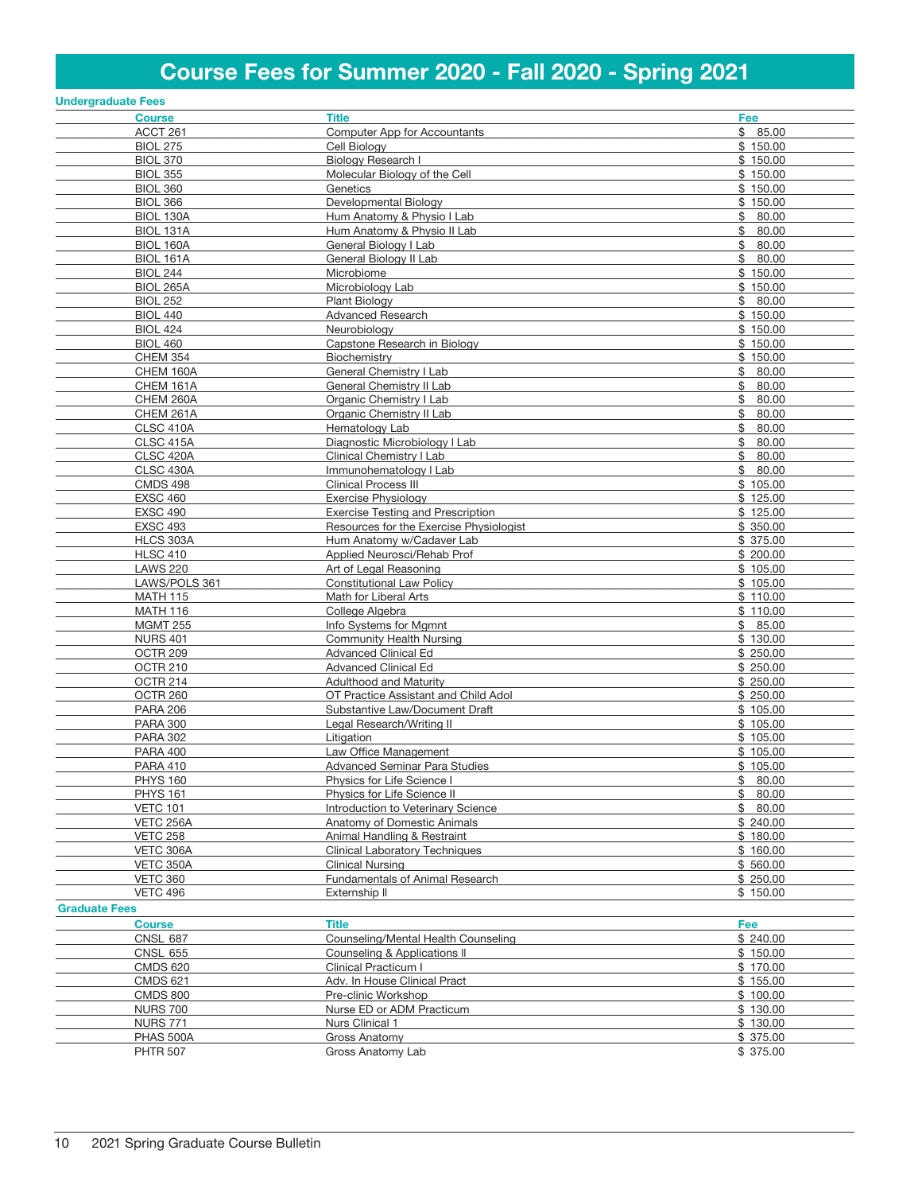# Course Fees for Summer 2020 - Fall 2020 - Spring 2021

## Undergraduate Fees

| Course | Title | Fee |
|---|---|---|
| ACCT 261 | Computer App for Accountants | $ 85.00 |
| BIOL 275 | Cell Biology | $ 150.00 |
| BIOL 370 | Biology Research I | $ 150.00 |
| BIOL 355 | Molecular Biology of the Cell | $ 150.00 |
| BIOL 360 | Genetics | $ 150.00 |
| BIOL 366 | Developmental Biology | $ 150.00 |
| BIOL 130A | Hum Anatomy & Physio I Lab | $ 80.00 |
| BIOL 131A | Hum Anatomy & Physio II Lab | $ 80.00 |
| BIOL 160A | General Biology I Lab | $ 80.00 |
| BIOL 161A | General Biology II Lab | $ 80.00 |
| BIOL 244 | Microbiome | $ 150.00 |
| BIOL 265A | Microbiology Lab | $ 150.00 |
| BIOL 252 | Plant Biology | $ 80.00 |
| BIOL 440 | Advanced Research | $ 150.00 |
| BIOL 424 | Neurobiology | $ 150.00 |
| BIOL 460 | Capstone Research in Biology | $ 150.00 |
| CHEM 354 | Biochemistry | $ 150.00 |
| CHEM 160A | General Chemistry I Lab | $ 80.00 |
| CHEM 161A | General Chemistry II Lab | $ 80.00 |
| CHEM 260A | Organic Chemistry I Lab | $ 80.00 |
| CHEM 261A | Organic Chemistry II Lab | $ 80.00 |
| CLSC 410A | Hematology Lab | $ 80.00 |
| CLSC 415A | Diagnostic Microbiology I Lab | $ 80.00 |
| CLSC 420A | Clinical Chemistry I Lab | $ 80.00 |
| CLSC 430A | Immunohematology I Lab | $ 80.00 |
| CMDS 498 | Clinical Process III | $ 105.00 |
| EXSC 460 | Exercise Physiology | $ 125.00 |
| EXSC 490 | Exercise Testing and Prescription | $ 125.00 |
| EXSC 493 | Resources for the Exercise Physiologist | $ 350.00 |
| HLCS 303A | Hum Anatomy w/Cadaver Lab | $ 375.00 |
| HLSC 410 | Applied Neurosci/Rehab Prof | $ 200.00 |
| LAWS 220 | Art of Legal Reasoning | $ 105.00 |
| LAWS/POLS 361 | Constitutional Law Policy | $ 105.00 |
| MATH 115 | Math for Liberal Arts | $ 110.00 |
| MATH 116 | College Algebra | $ 110.00 |
| MGMT 255 | Info Systems for Mgmnt | $ 85.00 |
| NURS 401 | Community Health Nursing | $ 130.00 |
| OCTR 209 | Advanced Clinical Ed | $ 250.00 |
| OCTR 210 | Advanced Clinical Ed | $ 250.00 |
| OCTR 214 | Adulthood and Maturity | $ 250.00 |
| OCTR 260 | OT Practice Assistant and Child Adol | $ 250.00 |
| PARA 206 | Substantive Law/Document Draft | $ 105.00 |
| PARA 300 | Legal Research/Writing II | $ 105.00 |
| PARA 302 | Litigation | $ 105.00 |
| PARA 400 | Law Office Management | $ 105.00 |
| PARA 410 | Advanced Seminar Para Studies | $ 105.00 |
| PHYS 160 | Physics for Life Science I | $ 80.00 |
| PHYS 161 | Physics for Life Science II | $ 80.00 |
| VETC 101 | Introduction to Veterinary Science | $ 80.00 |
| VETC 256A | Anatomy of Domestic Animals | $ 240.00 |
| VETC 258 | Animal Handling & Restraint | $ 180.00 |
| VETC 306A | Clinical Laboratory Techniques | $ 160.00 |
| VETC 350A | Clinical Nursing | $ 560.00 |
| VETC 360 | Fundamentals of Animal Research | $ 250.00 |
| VETC 496 | Externship II | $ 150.00 |

## Graduate Fees

| Course | Title | Fee |
|---|---|---|
| CNSL 687 | Counseling/Mental Health Counseling | $ 240.00 |
| CNSL 655 | Counseling & Applications II | $ 150.00 |
| CMDS 620 | Clinical Practicum I | $ 170.00 |
| CMDS 621 | Adv. In House Clinical Pract | $ 155.00 |
| CMDS 800 | Pre-clinic Workshop | $ 100.00 |
| NURS 700 | Nurse ED or ADM Practicum | $ 130.00 |
| NURS 771 | Nurs Clinical 1 | $ 130.00 |
| PHAS 500A | Gross Anatomy | $ 375.00 |
| PHTR 507 | Gross Anatomy Lab | $ 375.00 |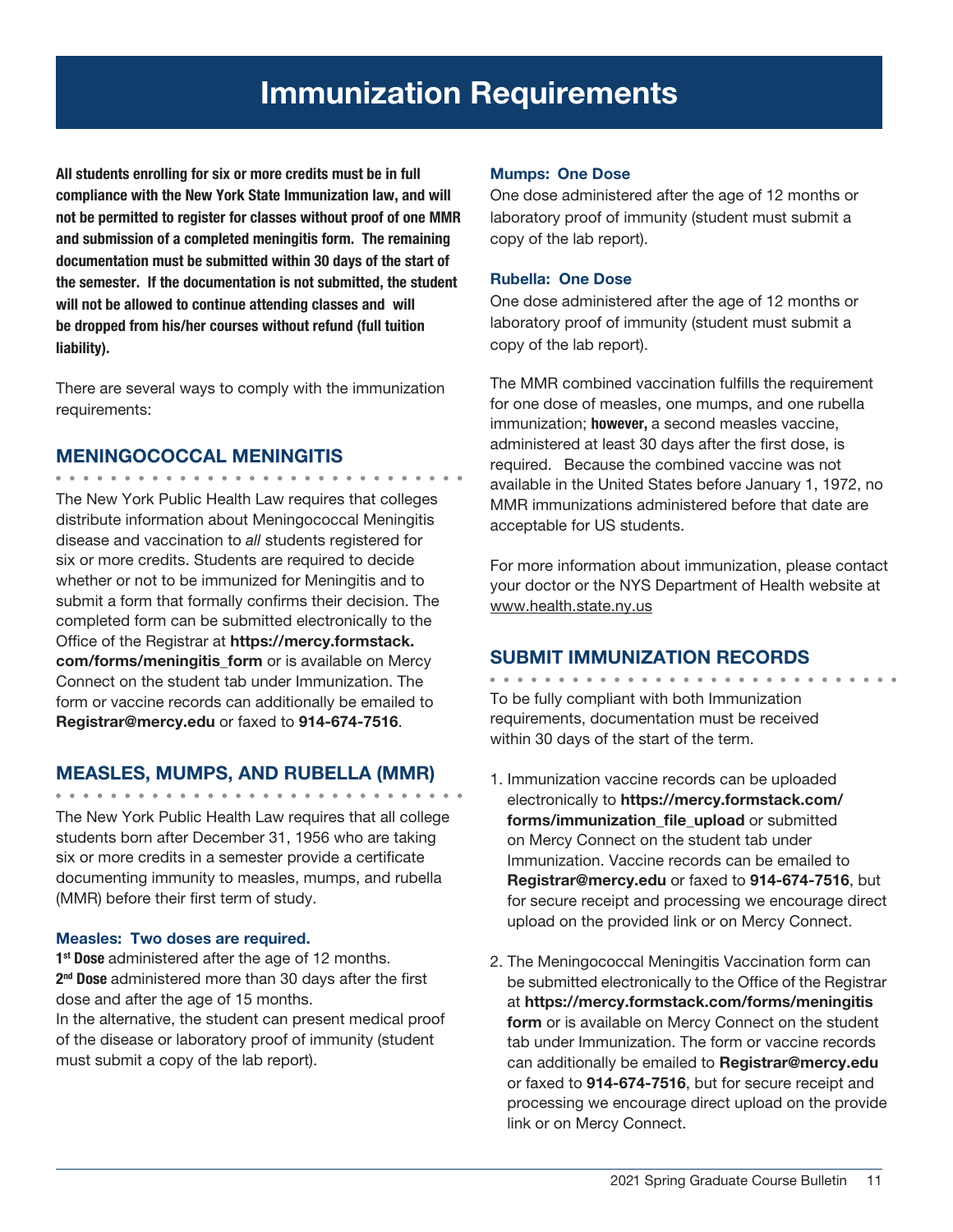# Immunization Requirements

**All students enrolling for six or more credits must be in full compliance with the New York State Immunization law, and will not be permitted to register for classes without proof of one MMR and submission of a completed meningitis form. The remaining documentation must be submitted within 30 days of the start of the semester. If the documentation is not submitted, the student will not be allowed to continue attending classes and will be dropped from his/her courses without refund (full tuition liability).**

There are several ways to comply with the immunization requirements:

## MENINGOCOCCAL MENINGITIS

The New York Public Health Law requires that colleges distribute information about Meningococcal Meningitis disease and vaccination to *all* students registered for six or more credits. Students are required to decide whether or not to be immunized for Meningitis and to submit a form that formally confirms their decision. The completed form can be submitted electronically to the Office of the Registrar at **https://mercy.formstack.com/forms/meningitis_form** or is available on Mercy Connect on the student tab under Immunization. The form or vaccine records can additionally be emailed to **Registrar@mercy.edu** or faxed to **914-674-7516**.

## MEASLES, MUMPS, AND RUBELLA (MMR)

The New York Public Health Law requires that all college students born after December 31, 1956 who are taking six or more credits in a semester provide a certificate documenting immunity to measles, mumps, and rubella (MMR) before their first term of study.

### Measles: Two doses are required.

**1st Dose** administered after the age of 12 months.
**2nd Dose** administered more than 30 days after the first dose and after the age of 15 months.
In the alternative, the student can present medical proof of the disease or laboratory proof of immunity (student must submit a copy of the lab report).

### Mumps: One Dose

One dose administered after the age of 12 months or laboratory proof of immunity (student must submit a copy of the lab report).

### Rubella: One Dose

One dose administered after the age of 12 months or laboratory proof of immunity (student must submit a copy of the lab report).

The MMR combined vaccination fulfills the requirement for one dose of measles, one mumps, and one rubella immunization; **however,** a second measles vaccine, administered at least 30 days after the first dose, is required. Because the combined vaccine was not available in the United States before January 1, 1972, no MMR immunizations administered before that date are acceptable for US students.

For more information about immunization, please contact your doctor or the NYS Department of Health website at www.health.state.ny.us

## SUBMIT IMMUNIZATION RECORDS

To be fully compliant with both Immunization requirements, documentation must be received within 30 days of the start of the term.

1. Immunization vaccine records can be uploaded electronically to **https://mercy.formstack.com/forms/immunization_file_upload** or submitted on Mercy Connect on the student tab under Immunization. Vaccine records can be emailed to **Registrar@mercy.edu** or faxed to **914-674-7516**, but for secure receipt and processing we encourage direct upload on the provided link or on Mercy Connect.

2. The Meningococcal Meningitis Vaccination form can be submitted electronically to the Office of the Registrar at **https://mercy.formstack.com/forms/meningitis form** or is available on Mercy Connect on the student tab under Immunization. The form or vaccine records can additionally be emailed to **Registrar@mercy.edu** or faxed to **914-674-7516**, but for secure receipt and processing we encourage direct upload on the provide link or on Mercy Connect.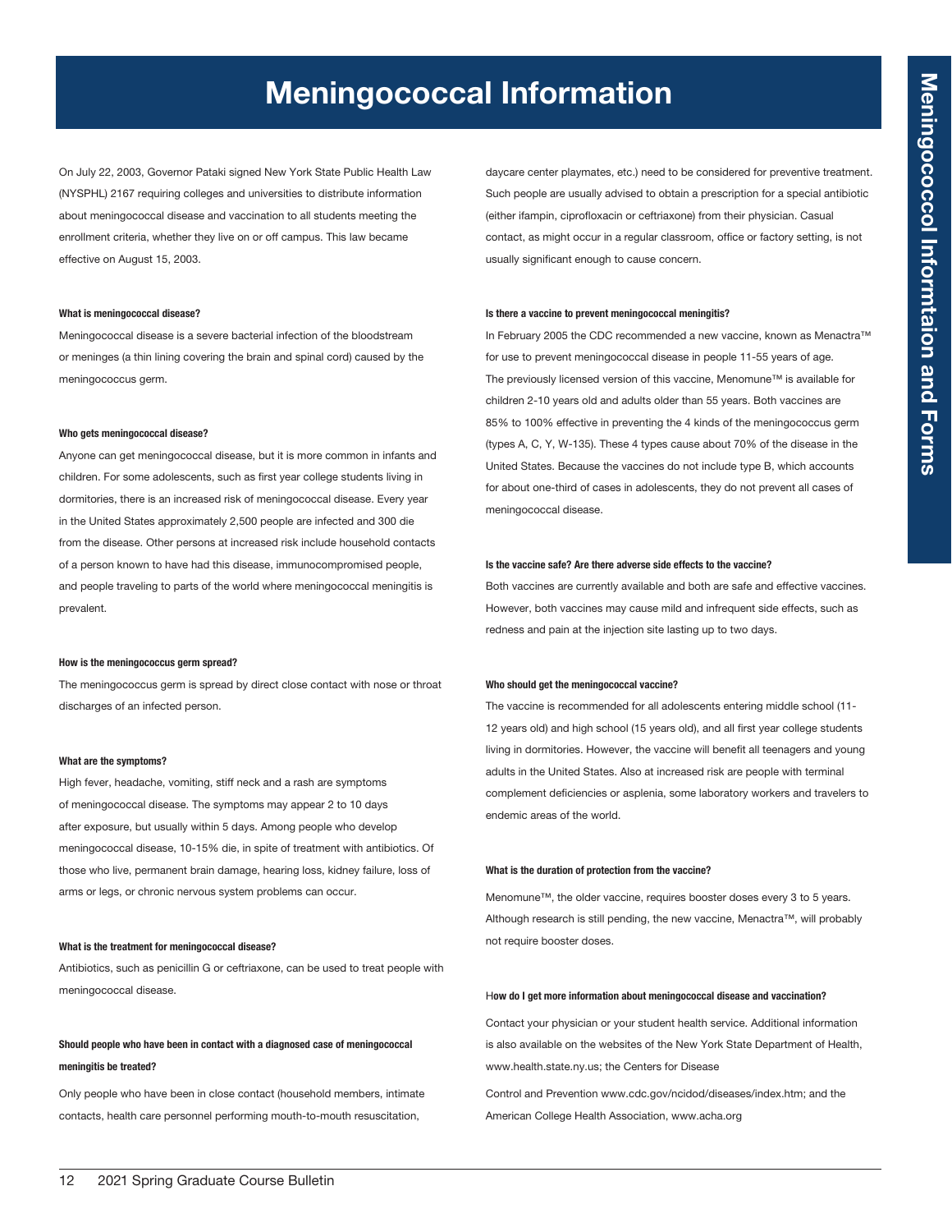# Meningococcal Information

On July 22, 2003, Governor Pataki signed New York State Public Health Law (NYSPHL) 2167 requiring colleges and universities to distribute information about meningococcal disease and vaccination to all students meeting the enrollment criteria, whether they live on or off campus. This law became effective on August 15, 2003.

**What is meningococcal disease?**

Meningococcal disease is a severe bacterial infection of the bloodstream or meninges (a thin lining covering the brain and spinal cord) caused by the meningococcus germ.

**Who gets meningococcal disease?**

Anyone can get meningococcal disease, but it is more common in infants and children. For some adolescents, such as first year college students living in dormitories, there is an increased risk of meningococcal disease. Every year in the United States approximately 2,500 people are infected and 300 die from the disease. Other persons at increased risk include household contacts of a person known to have had this disease, immunocompromised people, and people traveling to parts of the world where meningococcal meningitis is prevalent.

**How is the meningococcus germ spread?**

The meningococcus germ is spread by direct close contact with nose or throat discharges of an infected person.

**What are the symptoms?**

High fever, headache, vomiting, stiff neck and a rash are symptoms of meningococcal disease. The symptoms may appear 2 to 10 days after exposure, but usually within 5 days. Among people who develop meningococcal disease, 10-15% die, in spite of treatment with antibiotics. Of those who live, permanent brain damage, hearing loss, kidney failure, loss of arms or legs, or chronic nervous system problems can occur.

**What is the treatment for meningococcal disease?**

Antibiotics, such as penicillin G or ceftriaxone, can be used to treat people with meningococcal disease.

**Should people who have been in contact with a diagnosed case of meningococcal meningitis be treated?**

Only people who have been in close contact (household members, intimate contacts, health care personnel performing mouth-to-mouth resuscitation, daycare center playmates, etc.) need to be considered for preventive treatment. Such people are usually advised to obtain a prescription for a special antibiotic (either ifampin, ciprofloxacin or ceftriaxone) from their physician. Casual contact, as might occur in a regular classroom, office or factory setting, is not usually significant enough to cause concern.

**Is there a vaccine to prevent meningococcal meningitis?**

In February 2005 the CDC recommended a new vaccine, known as Menactra™ for use to prevent meningococcal disease in people 11-55 years of age. The previously licensed version of this vaccine, Menomune™ is available for children 2-10 years old and adults older than 55 years. Both vaccines are 85% to 100% effective in preventing the 4 kinds of the meningococcus germ (types A, C, Y, W-135). These 4 types cause about 70% of the disease in the United States. Because the vaccines do not include type B, which accounts for about one-third of cases in adolescents, they do not prevent all cases of meningococcal disease.

**Is the vaccine safe? Are there adverse side effects to the vaccine?**

Both vaccines are currently available and both are safe and effective vaccines. However, both vaccines may cause mild and infrequent side effects, such as redness and pain at the injection site lasting up to two days.

**Who should get the meningococcal vaccine?**

The vaccine is recommended for all adolescents entering middle school (11-12 years old) and high school (15 years old), and all first year college students living in dormitories. However, the vaccine will benefit all teenagers and young adults in the United States. Also at increased risk are people with terminal complement deficiencies or asplenia, some laboratory workers and travelers to endemic areas of the world.

**What is the duration of protection from the vaccine?**

Menomune™, the older vaccine, requires booster doses every 3 to 5 years. Although research is still pending, the new vaccine, Menactra™, will probably not require booster doses.

**How do I get more information about meningococcal disease and vaccination?**

Contact your physician or your student health service. Additional information is also available on the websites of the New York State Department of Health, www.health.state.ny.us; the Centers for Disease

Control and Prevention www.cdc.gov/ncidod/diseases/index.htm; and the American College Health Association, www.acha.org